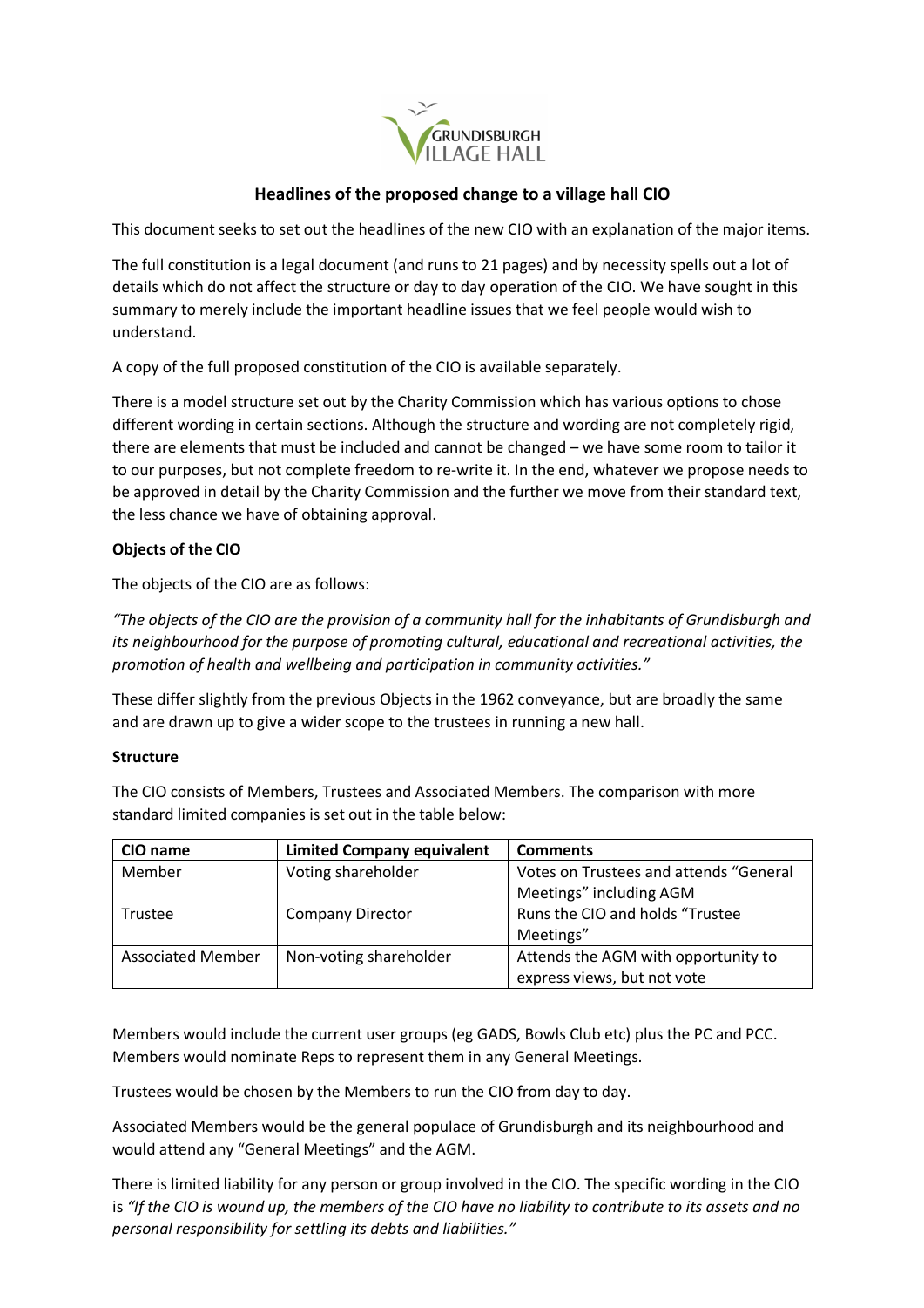# Headlines of the proposed change to a village hall CIO

This document seeks to set out the headlines of the new CIO with an explanation of the major items.

The full constitution is a legal document (and runs to 21 pages) and by necessity spells out a lot of details which do not affect the structure or day to day operation of the CIO. We have sought in this summary to merely include the important headline issues that we feel people would wish to understand.

A copy of the full proposed constitution of the CIO is available separately.

There is a model structure set out by the Charity Commission which has various options to chose different wording in certain sections. Although the structure and wording are not completely rigid, there are elements that must be included and cannot be changed – we have some room to tailor it to our purposes, but not complete freedom to re-write it. In the end, whatever we propose needs to be approved in detail by the Charity Commission and the further we move from their standard text, the less chance we have of obtaining approval.

**Objects of the CIO**

The objects of the CIO are as follows:

*"The objects of the CIO are the provision of a community hall for the inhabitants of Grundisburgh and its neighbourhood for the purpose of promoting cultural, educational and recreational activities, the promotion of health and wellbeing and participation in community activities."*

These differ slightly from the previous Objects in the 1962 conveyance, but are broadly the same and are drawn up to give a wider scope to the trustees in running a new hall.

**Structure**

The CIO consists of Members, Trustees and Associated Members. The comparison with more standard limited companies is set out in the table below:

| CIO name | Limited Company equivalent | Comments |
|---|---|---|
| Member | Voting shareholder | Votes on Trustees and attends "General Meetings" including AGM |
| Trustee | Company Director | Runs the CIO and holds "Trustee Meetings" |
| Associated Member | Non-voting shareholder | Attends the AGM with opportunity to express views, but not vote |

Members would include the current user groups (eg GADS, Bowls Club etc) plus the PC and PCC. Members would nominate Reps to represent them in any General Meetings.

Trustees would be chosen by the Members to run the CIO from day to day.

Associated Members would be the general populace of Grundisburgh and its neighbourhood and would attend any "General Meetings" and the AGM.

There is limited liability for any person or group involved in the CIO. The specific wording in the CIO is *"If the CIO is wound up, the members of the CIO have no liability to contribute to its assets and no personal responsibility for settling its debts and liabilities."*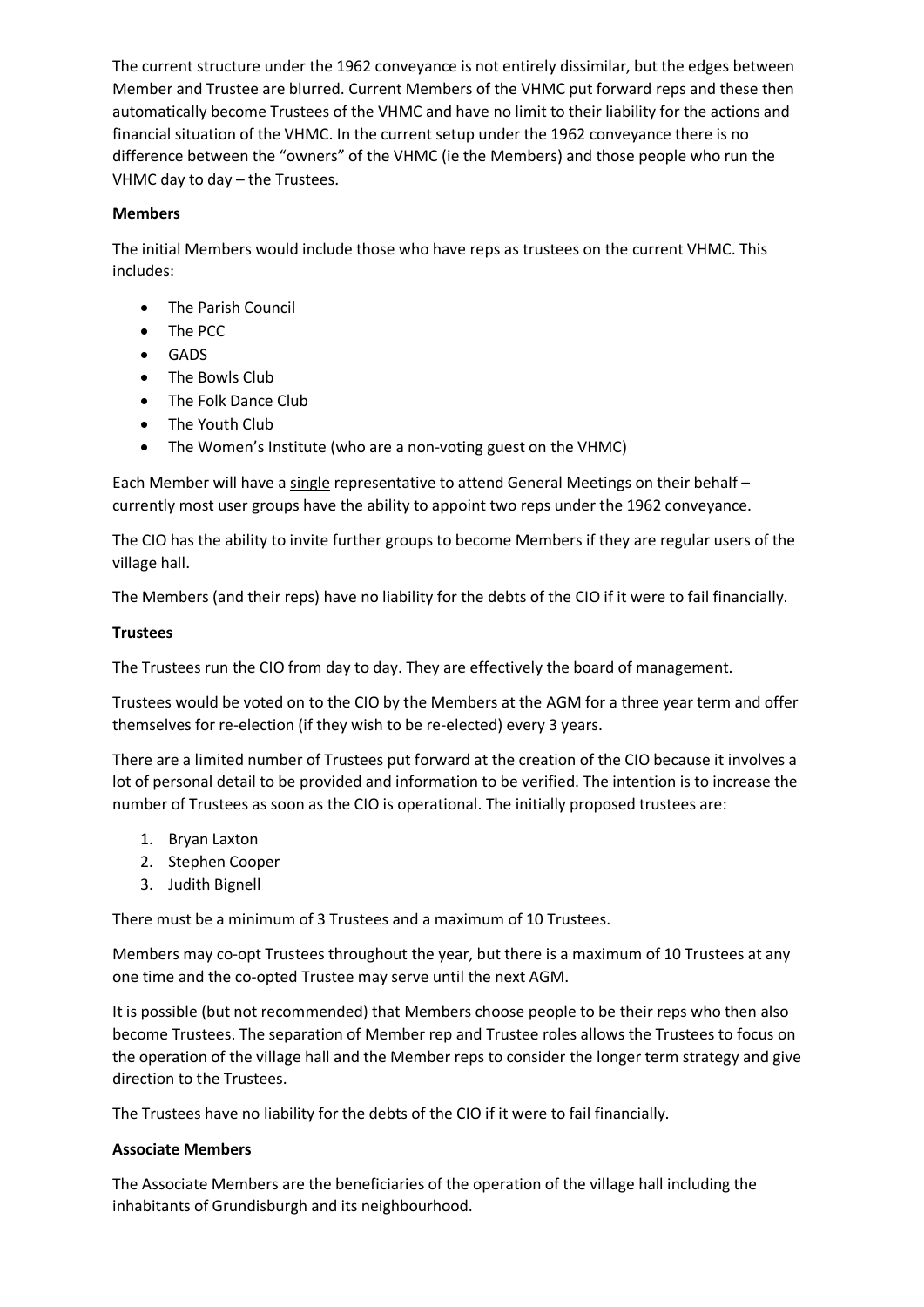The current structure under the 1962 conveyance is not entirely dissimilar, but the edges between Member and Trustee are blurred. Current Members of the VHMC put forward reps and these then automatically become Trustees of the VHMC and have no limit to their liability for the actions and financial situation of the VHMC. In the current setup under the 1962 conveyance there is no difference between the "owners" of the VHMC (ie the Members) and those people who run the VHMC day to day – the Trustees.

**Members**

The initial Members would include those who have reps as trustees on the current VHMC. This includes:

- The Parish Council
- The PCC
- GADS
- The Bowls Club
- The Folk Dance Club
- The Youth Club
- The Women's Institute (who are a non-voting guest on the VHMC)

Each Member will have a <u>single</u> representative to attend General Meetings on their behalf – currently most user groups have the ability to appoint two reps under the 1962 conveyance.

The CIO has the ability to invite further groups to become Members if they are regular users of the village hall.

The Members (and their reps) have no liability for the debts of the CIO if it were to fail financially.

**Trustees**

The Trustees run the CIO from day to day. They are effectively the board of management.

Trustees would be voted on to the CIO by the Members at the AGM for a three year term and offer themselves for re-election (if they wish to be re-elected) every 3 years.

There are a limited number of Trustees put forward at the creation of the CIO because it involves a lot of personal detail to be provided and information to be verified. The intention is to increase the number of Trustees as soon as the CIO is operational. The initially proposed trustees are:

1. Bryan Laxton
2. Stephen Cooper
3. Judith Bignell

There must be a minimum of 3 Trustees and a maximum of 10 Trustees.

Members may co-opt Trustees throughout the year, but there is a maximum of 10 Trustees at any one time and the co-opted Trustee may serve until the next AGM.

It is possible (but not recommended) that Members choose people to be their reps who then also become Trustees. The separation of Member rep and Trustee roles allows the Trustees to focus on the operation of the village hall and the Member reps to consider the longer term strategy and give direction to the Trustees.

The Trustees have no liability for the debts of the CIO if it were to fail financially.

**Associate Members**

The Associate Members are the beneficiaries of the operation of the village hall including the inhabitants of Grundisburgh and its neighbourhood.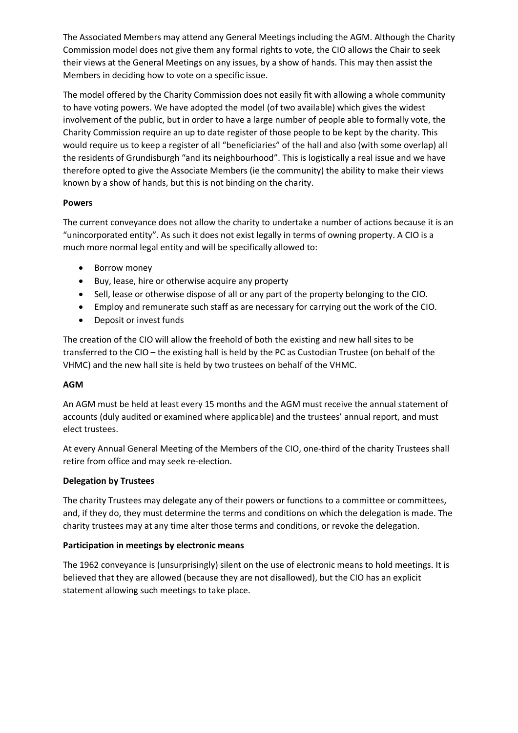The Associated Members may attend any General Meetings including the AGM. Although the Charity Commission model does not give them any formal rights to vote, the CIO allows the Chair to seek their views at the General Meetings on any issues, by a show of hands. This may then assist the Members in deciding how to vote on a specific issue.

The model offered by the Charity Commission does not easily fit with allowing a whole community to have voting powers. We have adopted the model (of two available) which gives the widest involvement of the public, but in order to have a large number of people able to formally vote, the Charity Commission require an up to date register of those people to be kept by the charity. This would require us to keep a register of all "beneficiaries" of the hall and also (with some overlap) all the residents of Grundisburgh "and its neighbourhood". This is logistically a real issue and we have therefore opted to give the Associate Members (ie the community) the ability to make their views known by a show of hands, but this is not binding on the charity.

**Powers**

The current conveyance does not allow the charity to undertake a number of actions because it is an "unincorporated entity". As such it does not exist legally in terms of owning property. A CIO is a much more normal legal entity and will be specifically allowed to:

- Borrow money
- Buy, lease, hire or otherwise acquire any property
- Sell, lease or otherwise dispose of all or any part of the property belonging to the CIO.
- Employ and remunerate such staff as are necessary for carrying out the work of the CIO.
- Deposit or invest funds

The creation of the CIO will allow the freehold of both the existing and new hall sites to be transferred to the CIO – the existing hall is held by the PC as Custodian Trustee (on behalf of the VHMC) and the new hall site is held by two trustees on behalf of the VHMC.

**AGM**

An AGM must be held at least every 15 months and the AGM must receive the annual statement of accounts (duly audited or examined where applicable) and the trustees' annual report, and must elect trustees.

At every Annual General Meeting of the Members of the CIO, one-third of the charity Trustees shall retire from office and may seek re-election.

**Delegation by Trustees**

The charity Trustees may delegate any of their powers or functions to a committee or committees, and, if they do, they must determine the terms and conditions on which the delegation is made. The charity trustees may at any time alter those terms and conditions, or revoke the delegation.

**Participation in meetings by electronic means**

The 1962 conveyance is (unsurprisingly) silent on the use of electronic means to hold meetings. It is believed that they are allowed (because they are not disallowed), but the CIO has an explicit statement allowing such meetings to take place.